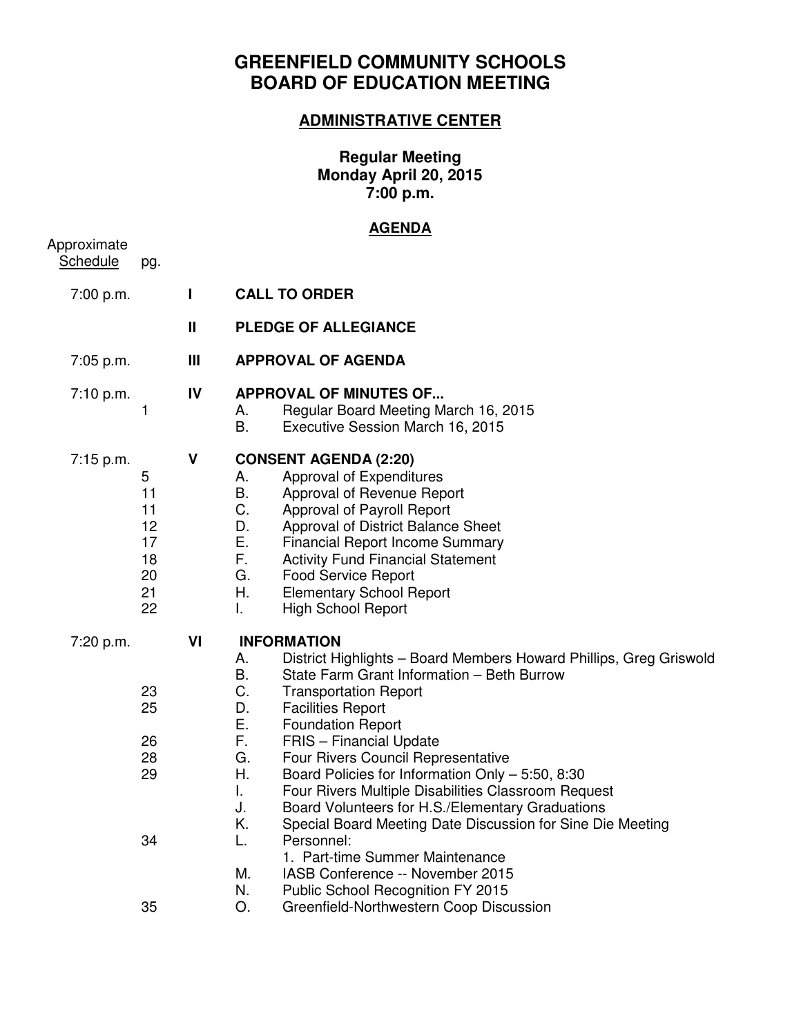# GREENFIELD COMMUNITY SCHOOLS
# BOARD OF EDUCATION MEETING

## ADMINISTRATIVE CENTER

**Regular Meeting**
**Monday April 20, 2015**
**7:00 p.m.**

## AGENDA

| Approximate Schedule | pg. | | |
|---|---|---|---|
| 7:00 p.m. | | **I** | **CALL TO ORDER** |
| | | **II** | **PLEDGE OF ALLEGIANCE** |
| 7:05 p.m. | | **III** | **APPROVAL OF AGENDA** |
| 7:10 p.m. | | **IV** | **APPROVAL OF MINUTES OF...** |
| | 1 | | A. Regular Board Meeting March 16, 2015 |
| | | | B. Executive Session March 16, 2015 |
| 7:15 p.m. | | **V** | **CONSENT AGENDA (2:20)** |
| | 5 | | A. Approval of Expenditures |
| | 11 | | B. Approval of Revenue Report |
| | 11 | | C. Approval of Payroll Report |
| | 12 | | D. Approval of District Balance Sheet |
| | 17 | | E. Financial Report Income Summary |
| | 18 | | F. Activity Fund Financial Statement |
| | 20 | | G. Food Service Report |
| | 21 | | H. Elementary School Report |
| | 22 | | I. High School Report |
| 7:20 p.m. | | **VI** | **INFORMATION** |
| | | | A. District Highlights – Board Members Howard Phillips, Greg Griswold |
| | | | B. State Farm Grant Information – Beth Burrow |
| | 23 | | C. Transportation Report |
| | 25 | | D. Facilities Report |
| | | | E. Foundation Report |
| | 26 | | F. FRIS – Financial Update |
| | 28 | | G. Four Rivers Council Representative |
| | 29 | | H. Board Policies for Information Only – 5:50, 8:30 |
| | | | I. Four Rivers Multiple Disabilities Classroom Request |
| | | | J. Board Volunteers for H.S./Elementary Graduations |
| | | | K. Special Board Meeting Date Discussion for Sine Die Meeting |
| | 34 | | L. Personnel: |
| | | | 1. Part-time Summer Maintenance |
| | | | M. IASB Conference -- November 2015 |
| | | | N. Public School Recognition FY 2015 |
| | 35 | | O. Greenfield-Northwestern Coop Discussion |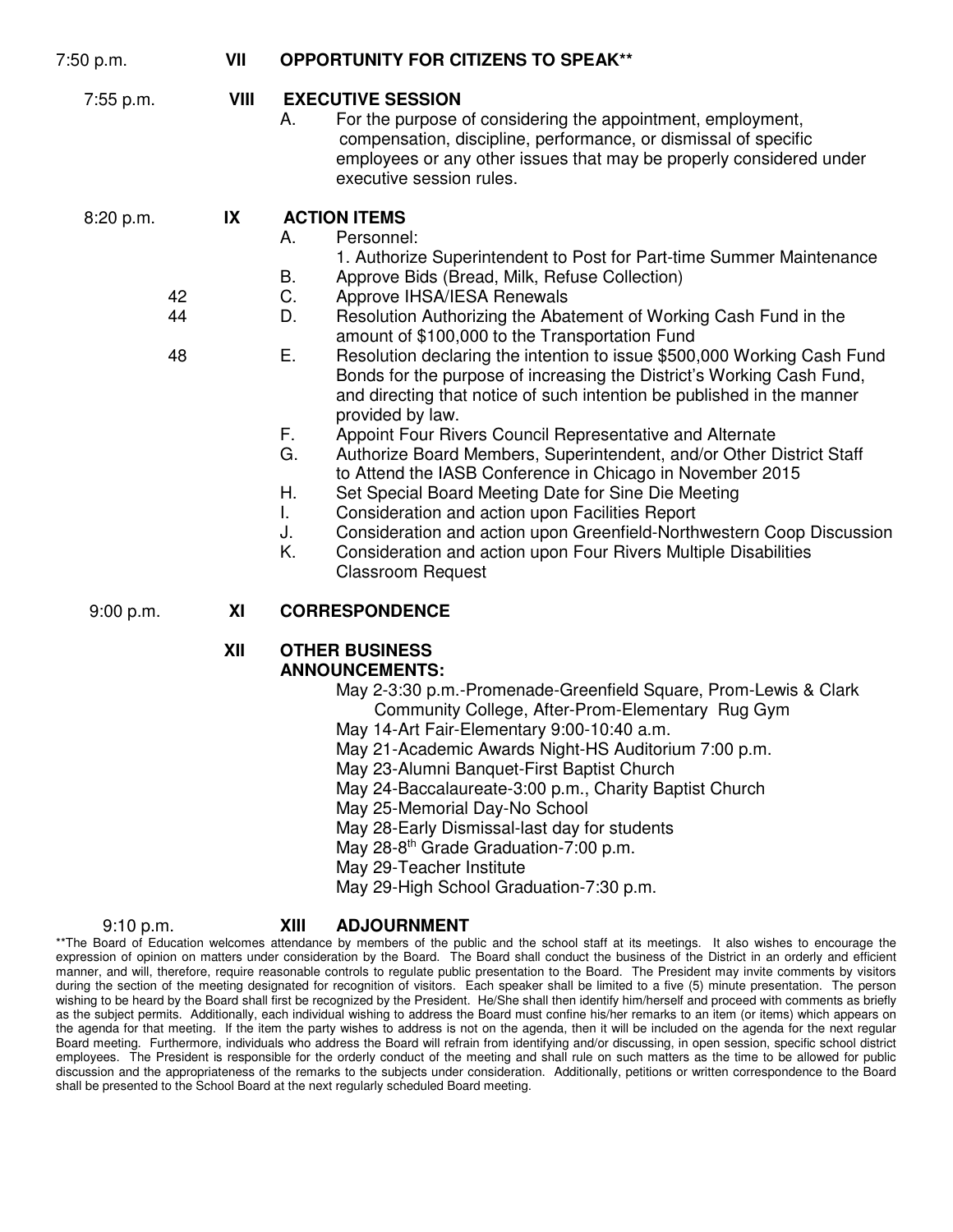7:50 p.m. **VII** **OPPORTUNITY FOR CITIZENS TO SPEAK****

7:55 p.m. **VIII** **EXECUTIVE SESSION**

A. For the purpose of considering the appointment, employment, compensation, discipline, performance, or dismissal of specific employees or any other issues that may be properly considered under executive session rules.

8:20 p.m. **IX** **ACTION ITEMS**

A. Personnel:
   1. Authorize Superintendent to Post for Part-time Summer Maintenance

B. Approve Bids (Bread, Milk, Refuse Collection)

42 C. Approve IHSA/IESA Renewals

44 D. Resolution Authorizing the Abatement of Working Cash Fund in the amount of $100,000 to the Transportation Fund

48 E. Resolution declaring the intention to issue $500,000 Working Cash Fund Bonds for the purpose of increasing the District's Working Cash Fund, and directing that notice of such intention be published in the manner provided by law.

F. Appoint Four Rivers Council Representative and Alternate

G. Authorize Board Members, Superintendent, and/or Other District Staff to Attend the IASB Conference in Chicago in November 2015

H. Set Special Board Meeting Date for Sine Die Meeting

I. Consideration and action upon Facilities Report

J. Consideration and action upon Greenfield-Northwestern Coop Discussion

K. Consideration and action upon Four Rivers Multiple Disabilities Classroom Request

9:00 p.m. **XI** **CORRESPONDENCE**

**XII** **OTHER BUSINESS**

**ANNOUNCEMENTS:**

May 2-3:30 p.m.-Promenade-Greenfield Square, Prom-Lewis & Clark Community College, After-Prom-Elementary Rug Gym
May 14-Art Fair-Elementary 9:00-10:40 a.m.
May 21-Academic Awards Night-HS Auditorium 7:00 p.m.
May 23-Alumni Banquet-First Baptist Church
May 24-Baccalaureate-3:00 p.m., Charity Baptist Church
May 25-Memorial Day-No School
May 28-Early Dismissal-last day for students
May 28-8th Grade Graduation-7:00 p.m.
May 29-Teacher Institute
May 29-High School Graduation-7:30 p.m.

9:10 p.m. **XIII** **ADJOURNMENT**

**The Board of Education welcomes attendance by members of the public and the school staff at its meetings. It also wishes to encourage the expression of opinion on matters under consideration by the Board. The Board shall conduct the business of the District in an orderly and efficient manner, and will, therefore, require reasonable controls to regulate public presentation to the Board. The President may invite comments by visitors during the section of the meeting designated for recognition of visitors. Each speaker shall be limited to a five (5) minute presentation. The person wishing to be heard by the Board shall first be recognized by the President. He/She shall then identify him/herself and proceed with comments as briefly as the subject permits. Additionally, each individual wishing to address the Board must confine his/her remarks to an item (or items) which appears on the agenda for that meeting. If the item the party wishes to address is not on the agenda, then it will be included on the agenda for the next regular Board meeting. Furthermore, individuals who address the Board will refrain from identifying and/or discussing, in open session, specific school district employees. The President is responsible for the orderly conduct of the meeting and shall rule on such matters as the time to be allowed for public discussion and the appropriateness of the remarks to the subjects under consideration. Additionally, petitions or written correspondence to the Board shall be presented to the School Board at the next regularly scheduled Board meeting.